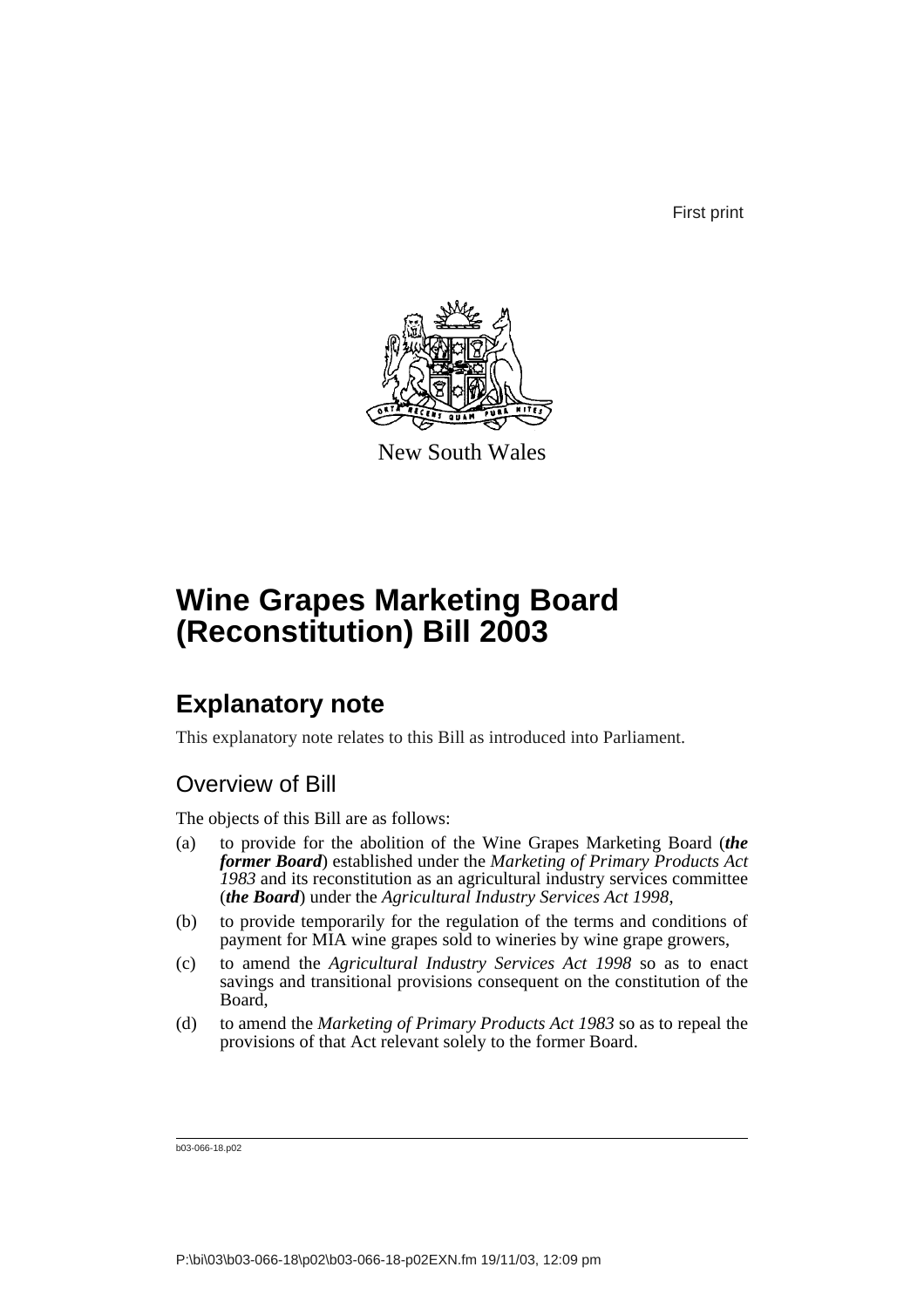First print

New South Wales

# Wine Grapes Marketing Board (Reconstitution) Bill 2003

## Explanatory note

This explanatory note relates to this Bill as introduced into Parliament.

### Overview of Bill

The objects of this Bill are as follows:

(a) to provide for the abolition of the Wine Grapes Marketing Board (***the former Board***) established under the *Marketing of Primary Products Act 1983* and its reconstitution as an agricultural industry services committee (***the Board***) under the *Agricultural Industry Services Act 1998*,

(b) to provide temporarily for the regulation of the terms and conditions of payment for MIA wine grapes sold to wineries by wine grape growers,

(c) to amend the *Agricultural Industry Services Act 1998* so as to enact savings and transitional provisions consequent on the constitution of the Board,

(d) to amend the *Marketing of Primary Products Act 1983* so as to repeal the provisions of that Act relevant solely to the former Board.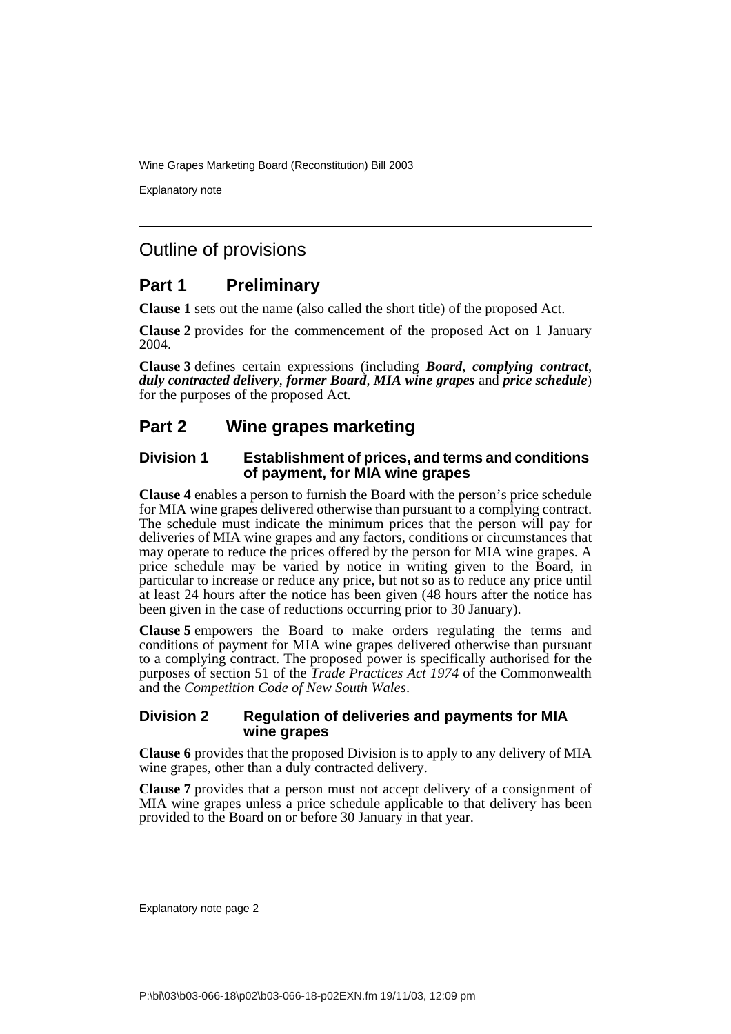## Outline of provisions

## Part 1 Preliminary

**Clause 1** sets out the name (also called the short title) of the proposed Act.

**Clause 2** provides for the commencement of the proposed Act on 1 January 2004.

**Clause 3** defines certain expressions (including ***Board***, ***complying contract***, ***duly contracted delivery***, ***former Board***, ***MIA wine grapes*** and ***price schedule***) for the purposes of the proposed Act.

## Part 2 Wine grapes marketing

### Division 1 Establishment of prices, and terms and conditions of payment, for MIA wine grapes

**Clause 4** enables a person to furnish the Board with the person's price schedule for MIA wine grapes delivered otherwise than pursuant to a complying contract. The schedule must indicate the minimum prices that the person will pay for deliveries of MIA wine grapes and any factors, conditions or circumstances that may operate to reduce the prices offered by the person for MIA wine grapes. A price schedule may be varied by notice in writing given to the Board, in particular to increase or reduce any price, but not so as to reduce any price until at least 24 hours after the notice has been given (48 hours after the notice has been given in the case of reductions occurring prior to 30 January).

**Clause 5** empowers the Board to make orders regulating the terms and conditions of payment for MIA wine grapes delivered otherwise than pursuant to a complying contract. The proposed power is specifically authorised for the purposes of section 51 of the *Trade Practices Act 1974* of the Commonwealth and the *Competition Code of New South Wales*.

### Division 2 Regulation of deliveries and payments for MIA wine grapes

**Clause 6** provides that the proposed Division is to apply to any delivery of MIA wine grapes, other than a duly contracted delivery.

**Clause 7** provides that a person must not accept delivery of a consignment of MIA wine grapes unless a price schedule applicable to that delivery has been provided to the Board on or before 30 January in that year.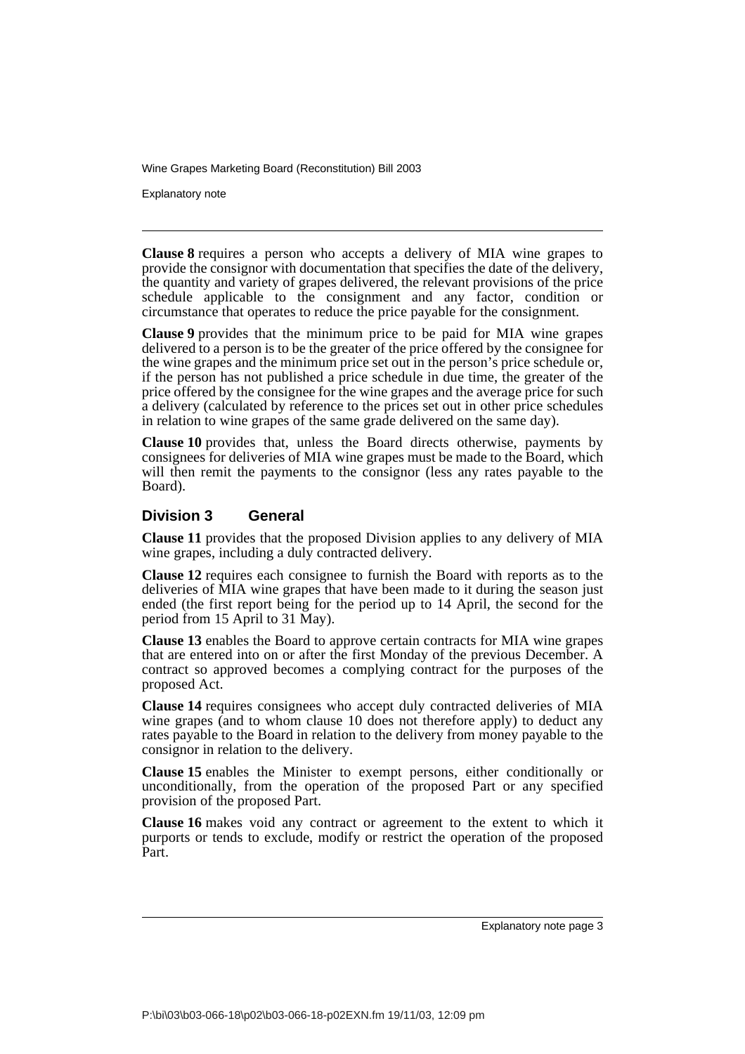**Clause 8** requires a person who accepts a delivery of MIA wine grapes to provide the consignor with documentation that specifies the date of the delivery, the quantity and variety of grapes delivered, the relevant provisions of the price schedule applicable to the consignment and any factor, condition or circumstance that operates to reduce the price payable for the consignment.

**Clause 9** provides that the minimum price to be paid for MIA wine grapes delivered to a person is to be the greater of the price offered by the consignee for the wine grapes and the minimum price set out in the person's price schedule or, if the person has not published a price schedule in due time, the greater of the price offered by the consignee for the wine grapes and the average price for such a delivery (calculated by reference to the prices set out in other price schedules in relation to wine grapes of the same grade delivered on the same day).

**Clause 10** provides that, unless the Board directs otherwise, payments by consignees for deliveries of MIA wine grapes must be made to the Board, which will then remit the payments to the consignor (less any rates payable to the Board).

## Division 3 General

**Clause 11** provides that the proposed Division applies to any delivery of MIA wine grapes, including a duly contracted delivery.

**Clause 12** requires each consignee to furnish the Board with reports as to the deliveries of MIA wine grapes that have been made to it during the season just ended (the first report being for the period up to 14 April, the second for the period from 15 April to 31 May).

**Clause 13** enables the Board to approve certain contracts for MIA wine grapes that are entered into on or after the first Monday of the previous December. A contract so approved becomes a complying contract for the purposes of the proposed Act.

**Clause 14** requires consignees who accept duly contracted deliveries of MIA wine grapes (and to whom clause 10 does not therefore apply) to deduct any rates payable to the Board in relation to the delivery from money payable to the consignor in relation to the delivery.

**Clause 15** enables the Minister to exempt persons, either conditionally or unconditionally, from the operation of the proposed Part or any specified provision of the proposed Part.

**Clause 16** makes void any contract or agreement to the extent to which it purports or tends to exclude, modify or restrict the operation of the proposed Part.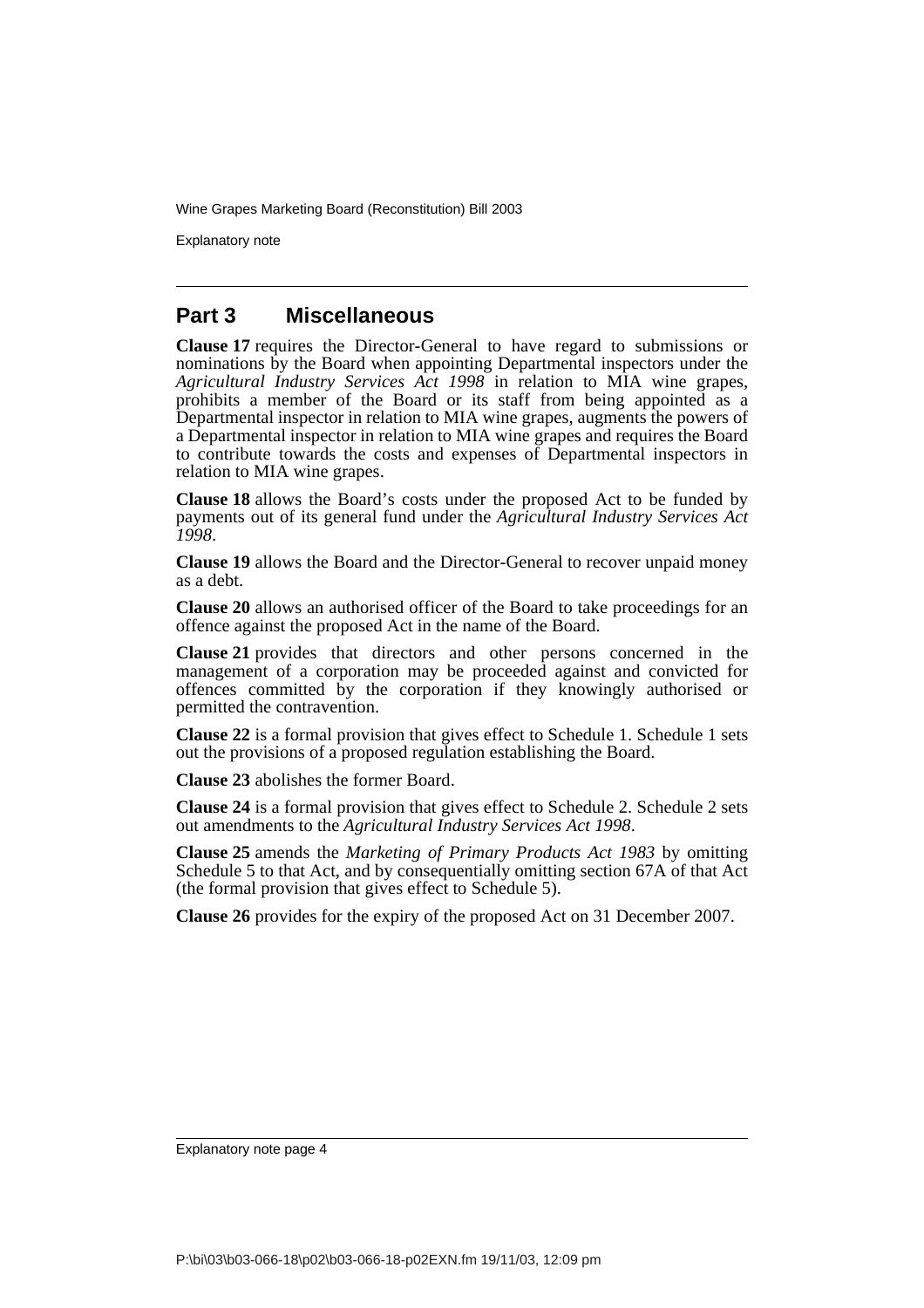## Part 3 Miscellaneous

**Clause 17** requires the Director-General to have regard to submissions or nominations by the Board when appointing Departmental inspectors under the *Agricultural Industry Services Act 1998* in relation to MIA wine grapes, prohibits a member of the Board or its staff from being appointed as a Departmental inspector in relation to MIA wine grapes, augments the powers of a Departmental inspector in relation to MIA wine grapes and requires the Board to contribute towards the costs and expenses of Departmental inspectors in relation to MIA wine grapes.

**Clause 18** allows the Board's costs under the proposed Act to be funded by payments out of its general fund under the *Agricultural Industry Services Act 1998*.

**Clause 19** allows the Board and the Director-General to recover unpaid money as a debt.

**Clause 20** allows an authorised officer of the Board to take proceedings for an offence against the proposed Act in the name of the Board.

**Clause 21** provides that directors and other persons concerned in the management of a corporation may be proceeded against and convicted for offences committed by the corporation if they knowingly authorised or permitted the contravention.

**Clause 22** is a formal provision that gives effect to Schedule 1. Schedule 1 sets out the provisions of a proposed regulation establishing the Board.

**Clause 23** abolishes the former Board.

**Clause 24** is a formal provision that gives effect to Schedule 2. Schedule 2 sets out amendments to the *Agricultural Industry Services Act 1998*.

**Clause 25** amends the *Marketing of Primary Products Act 1983* by omitting Schedule 5 to that Act, and by consequentially omitting section 67A of that Act (the formal provision that gives effect to Schedule 5).

**Clause 26** provides for the expiry of the proposed Act on 31 December 2007.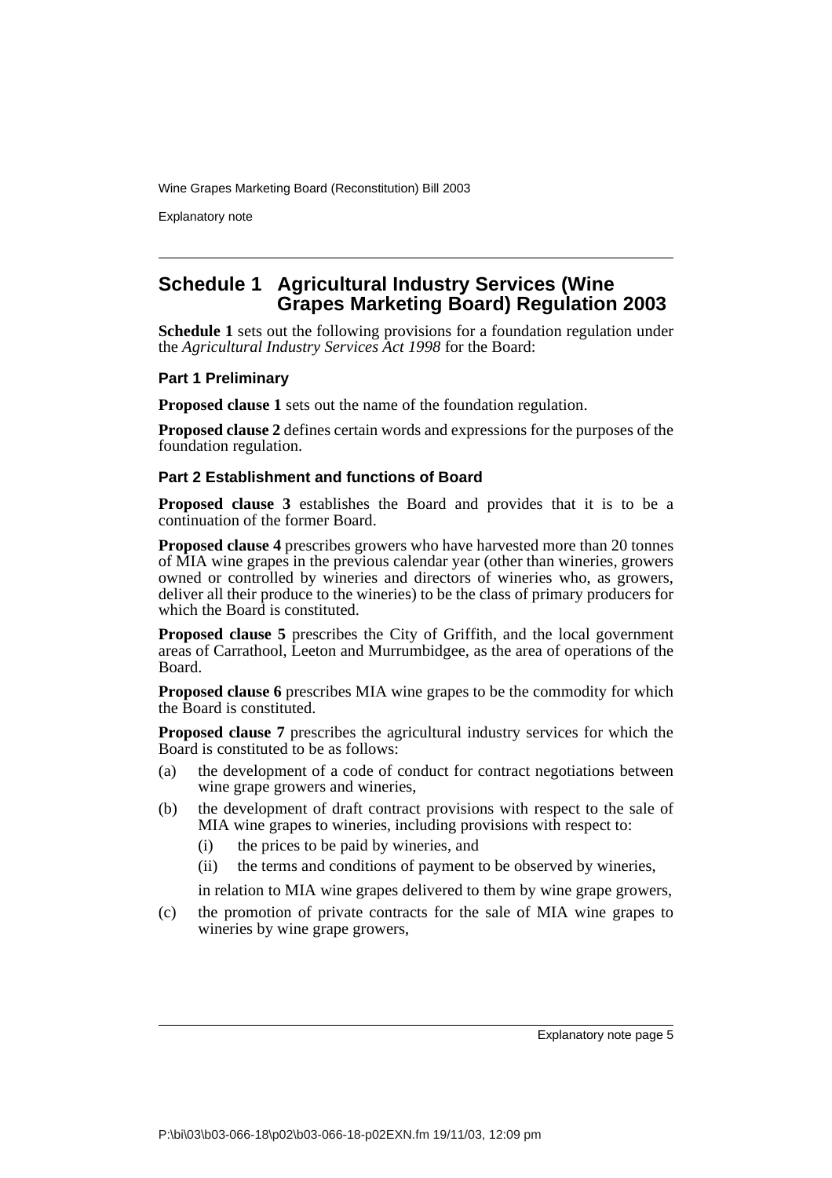## Schedule 1 Agricultural Industry Services (Wine Grapes Marketing Board) Regulation 2003

**Schedule 1** sets out the following provisions for a foundation regulation under the *Agricultural Industry Services Act 1998* for the Board:

### Part 1 Preliminary

**Proposed clause 1** sets out the name of the foundation regulation.

**Proposed clause 2** defines certain words and expressions for the purposes of the foundation regulation.

### Part 2 Establishment and functions of Board

**Proposed clause 3** establishes the Board and provides that it is to be a continuation of the former Board.

**Proposed clause 4** prescribes growers who have harvested more than 20 tonnes of MIA wine grapes in the previous calendar year (other than wineries, growers owned or controlled by wineries and directors of wineries who, as growers, deliver all their produce to the wineries) to be the class of primary producers for which the Board is constituted.

**Proposed clause 5** prescribes the City of Griffith, and the local government areas of Carrathool, Leeton and Murrumbidgee, as the area of operations of the Board.

**Proposed clause 6** prescribes MIA wine grapes to be the commodity for which the Board is constituted.

**Proposed clause 7** prescribes the agricultural industry services for which the Board is constituted to be as follows:

(a) the development of a code of conduct for contract negotiations between wine grape growers and wineries,

(b) the development of draft contract provisions with respect to the sale of MIA wine grapes to wineries, including provisions with respect to:

  (i) the prices to be paid by wineries, and

  (ii) the terms and conditions of payment to be observed by wineries,

  in relation to MIA wine grapes delivered to them by wine grape growers,

(c) the promotion of private contracts for the sale of MIA wine grapes to wineries by wine grape growers,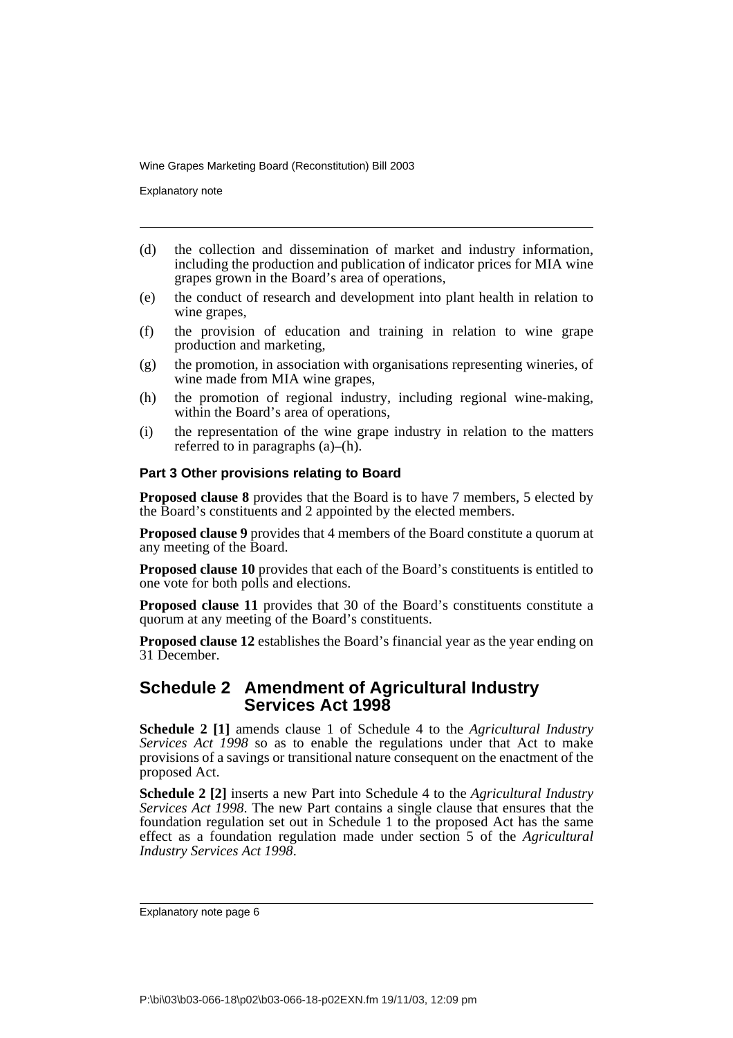(d) the collection and dissemination of market and industry information, including the production and publication of indicator prices for MIA wine grapes grown in the Board's area of operations,

(e) the conduct of research and development into plant health in relation to wine grapes,

(f) the provision of education and training in relation to wine grape production and marketing,

(g) the promotion, in association with organisations representing wineries, of wine made from MIA wine grapes,

(h) the promotion of regional industry, including regional wine-making, within the Board's area of operations,

(i) the representation of the wine grape industry in relation to the matters referred to in paragraphs (a)–(h).

#### Part 3 Other provisions relating to Board

**Proposed clause 8** provides that the Board is to have 7 members, 5 elected by the Board's constituents and 2 appointed by the elected members.

**Proposed clause 9** provides that 4 members of the Board constitute a quorum at any meeting of the Board.

**Proposed clause 10** provides that each of the Board's constituents is entitled to one vote for both polls and elections.

**Proposed clause 11** provides that 30 of the Board's constituents constitute a quorum at any meeting of the Board's constituents.

**Proposed clause 12** establishes the Board's financial year as the year ending on 31 December.

## Schedule 2 Amendment of Agricultural Industry Services Act 1998

**Schedule 2 [1]** amends clause 1 of Schedule 4 to the *Agricultural Industry Services Act 1998* so as to enable the regulations under that Act to make provisions of a savings or transitional nature consequent on the enactment of the proposed Act.

**Schedule 2 [2]** inserts a new Part into Schedule 4 to the *Agricultural Industry Services Act 1998*. The new Part contains a single clause that ensures that the foundation regulation set out in Schedule 1 to the proposed Act has the same effect as a foundation regulation made under section 5 of the *Agricultural Industry Services Act 1998*.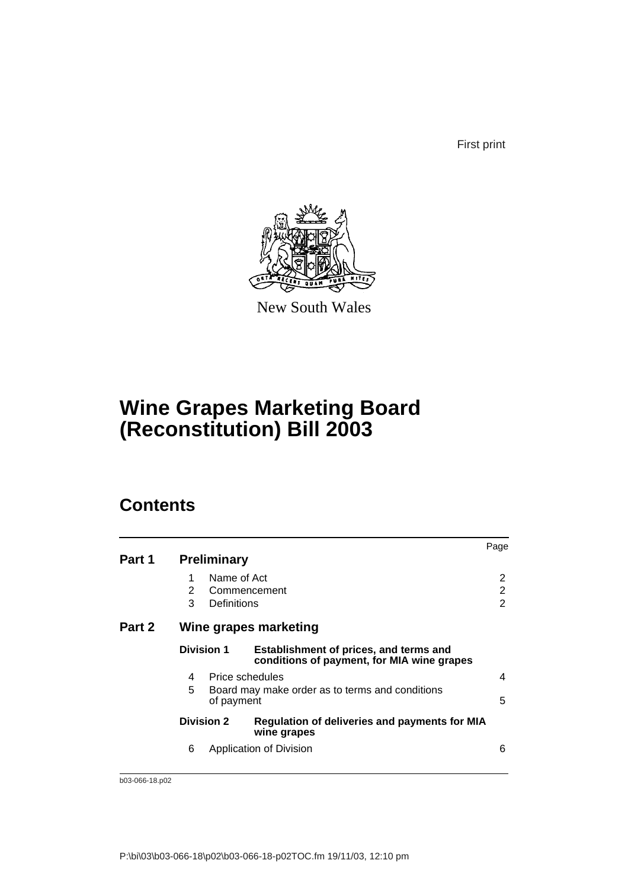First print

New South Wales

# Wine Grapes Marketing Board (Reconstitution) Bill 2003

## Contents

| | | | Page |
|---|---|---|---|
| **Part 1** | **Preliminary** | | |
| | 1 | Name of Act | 2 |
| | 2 | Commencement | 2 |
| | 3 | Definitions | 2 |
| **Part 2** | **Wine grapes marketing** | | |
| | **Division 1** | **Establishment of prices, and terms and conditions of payment, for MIA wine grapes** | |
| | 4 | Price schedules | 4 |
| | 5 | Board may make order as to terms and conditions of payment | 5 |
| | **Division 2** | **Regulation of deliveries and payments for MIA wine grapes** | |
| | 6 | Application of Division | 6 |

b03-066-18.p02

P:\bi\03\b03-066-18\p02\b03-066-18-p02TOC.fm 19/11/03, 12:10 pm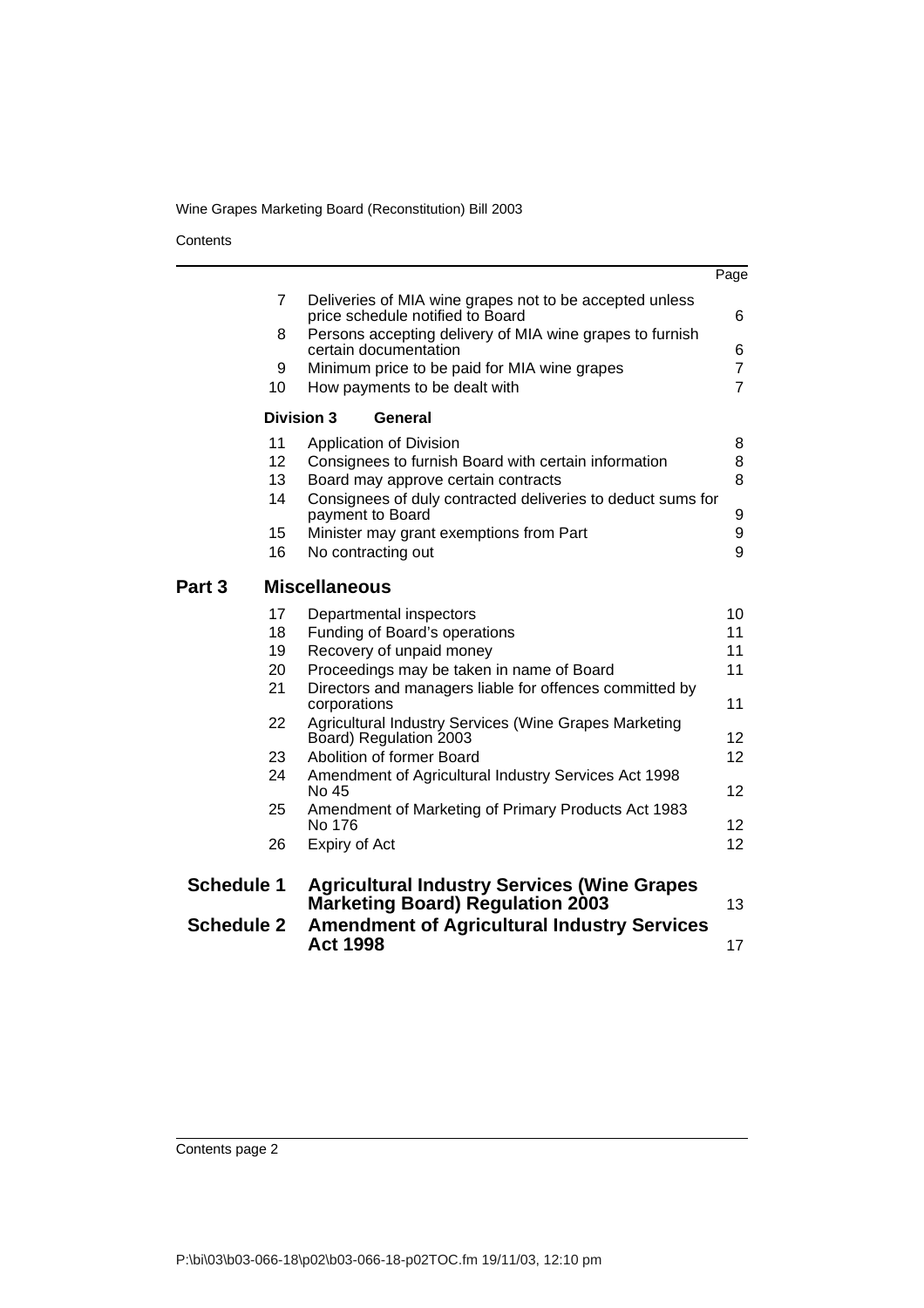| | | | Page |
|---|---|---|---|
| | 7 | Deliveries of MIA wine grapes not to be accepted unless price schedule notified to Board | 6 |
| | 8 | Persons accepting delivery of MIA wine grapes to furnish certain documentation | 6 |
| | 9 | Minimum price to be paid for MIA wine grapes | 7 |
| | 10 | How payments to be dealt with | 7 |
| | **Division 3** | **General** | |
| | 11 | Application of Division | 8 |
| | 12 | Consignees to furnish Board with certain information | 8 |
| | 13 | Board may approve certain contracts | 8 |
| | 14 | Consignees of duly contracted deliveries to deduct sums for payment to Board | 9 |
| | 15 | Minister may grant exemptions from Part | 9 |
| | 16 | No contracting out | 9 |
| **Part 3** | **Miscellaneous** | | |
| | 17 | Departmental inspectors | 10 |
| | 18 | Funding of Board's operations | 11 |
| | 19 | Recovery of unpaid money | 11 |
| | 20 | Proceedings may be taken in name of Board | 11 |
| | 21 | Directors and managers liable for offences committed by corporations | 11 |
| | 22 | Agricultural Industry Services (Wine Grapes Marketing Board) Regulation 2003 | 12 |
| | 23 | Abolition of former Board | 12 |
| | 24 | Amendment of Agricultural Industry Services Act 1998 No 45 | 12 |
| | 25 | Amendment of Marketing of Primary Products Act 1983 No 176 | 12 |
| | 26 | Expiry of Act | 12 |
| **Schedule 1** | **Agricultural Industry Services (Wine Grapes Marketing Board) Regulation 2003** | | 13 |
| **Schedule 2** | **Amendment of Agricultural Industry Services Act 1998** | | 17 |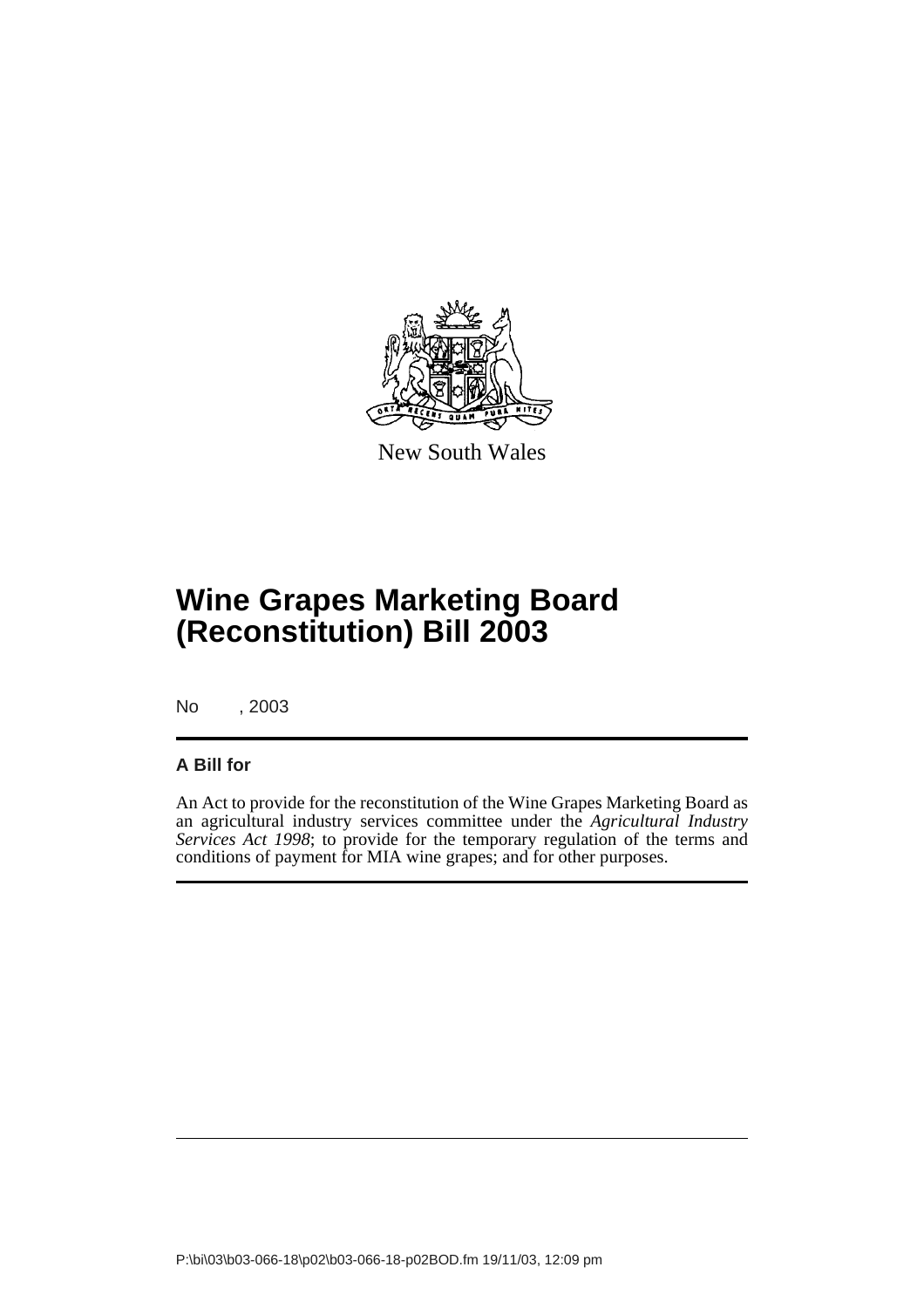New South Wales

# Wine Grapes Marketing Board (Reconstitution) Bill 2003

No , 2003

## A Bill for

An Act to provide for the reconstitution of the Wine Grapes Marketing Board as an agricultural industry services committee under the *Agricultural Industry Services Act 1998*; to provide for the temporary regulation of the terms and conditions of payment for MIA wine grapes; and for other purposes.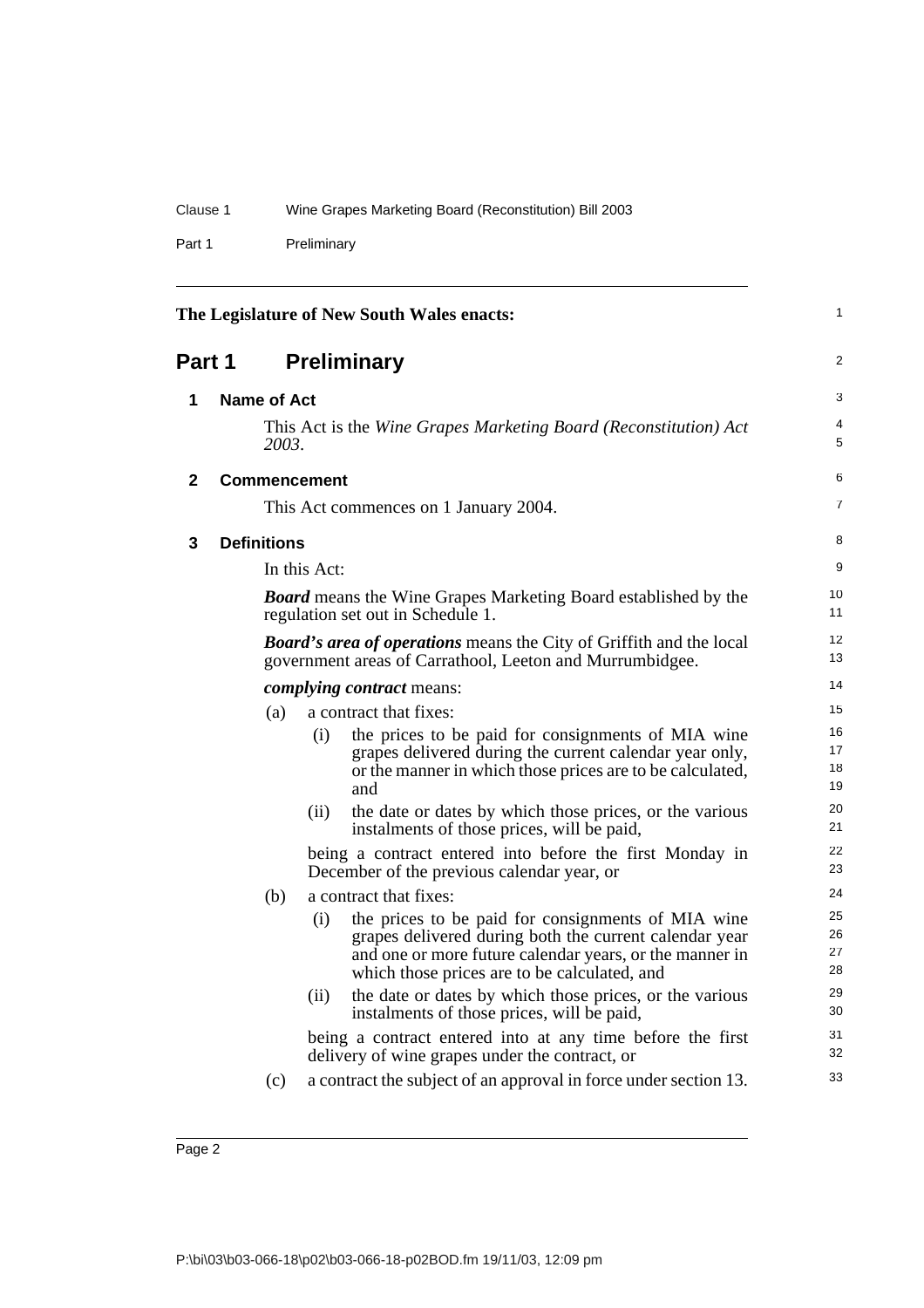The Legislature of New South Wales enacts:

# Part 1 Preliminary

## 1 Name of Act

This Act is the *Wine Grapes Marketing Board (Reconstitution) Act 2003*.

## 2 Commencement

This Act commences on 1 January 2004.

## 3 Definitions

In this Act:

***Board*** means the Wine Grapes Marketing Board established by the regulation set out in Schedule 1.

***Board's area of operations*** means the City of Griffith and the local government areas of Carrathool, Leeton and Murrumbidgee.

***complying contract*** means:

(a) a contract that fixes:

(i) the prices to be paid for consignments of MIA wine grapes delivered during the current calendar year only, or the manner in which those prices are to be calculated, and

(ii) the date or dates by which those prices, or the various instalments of those prices, will be paid,

being a contract entered into before the first Monday in December of the previous calendar year, or

(b) a contract that fixes:

(i) the prices to be paid for consignments of MIA wine grapes delivered during both the current calendar year and one or more future calendar years, or the manner in which those prices are to be calculated, and

(ii) the date or dates by which those prices, or the various instalments of those prices, will be paid,

being a contract entered into at any time before the first delivery of wine grapes under the contract, or

(c) a contract the subject of an approval in force under section 13.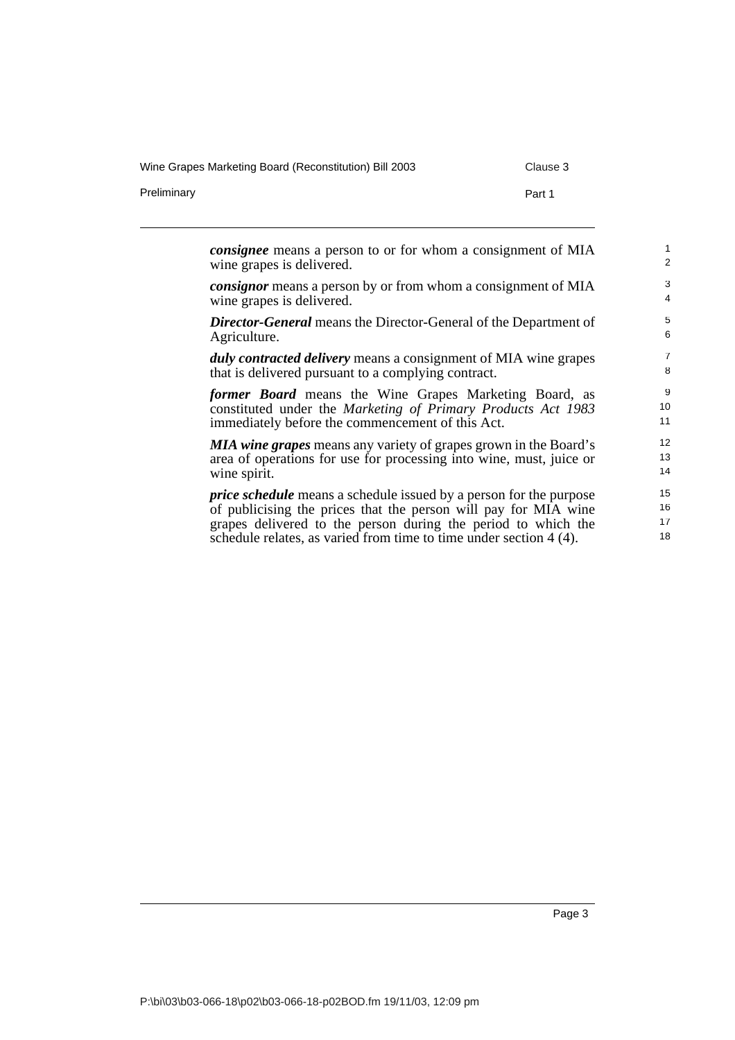***consignee*** means a person to or for whom a consignment of MIA wine grapes is delivered.

***consignor*** means a person by or from whom a consignment of MIA wine grapes is delivered.

***Director-General*** means the Director-General of the Department of Agriculture.

***duly contracted delivery*** means a consignment of MIA wine grapes that is delivered pursuant to a complying contract.

***former Board*** means the Wine Grapes Marketing Board, as constituted under the *Marketing of Primary Products Act 1983* immediately before the commencement of this Act.

***MIA wine grapes*** means any variety of grapes grown in the Board's area of operations for use for processing into wine, must, juice or wine spirit.

***price schedule*** means a schedule issued by a person for the purpose of publicising the prices that the person will pay for MIA wine grapes delivered to the person during the period to which the schedule relates, as varied from time to time under section 4 (4).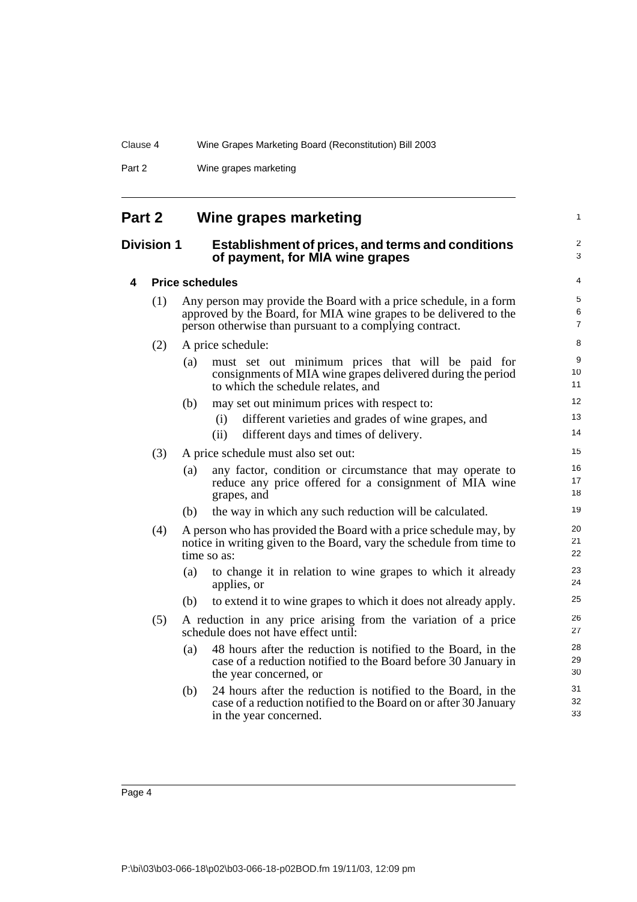# Part 2 Wine grapes marketing

## Division 1 Establishment of prices, and terms and conditions of payment, for MIA wine grapes

### 4 Price schedules

(1) Any person may provide the Board with a price schedule, in a form approved by the Board, for MIA wine grapes to be delivered to the person otherwise than pursuant to a complying contract.

(2) A price schedule:

- (a) must set out minimum prices that will be paid for consignments of MIA wine grapes delivered during the period to which the schedule relates, and
- (b) may set out minimum prices with respect to:
  - (i) different varieties and grades of wine grapes, and
  - (ii) different days and times of delivery.

(3) A price schedule must also set out:

- (a) any factor, condition or circumstance that may operate to reduce any price offered for a consignment of MIA wine grapes, and
- (b) the way in which any such reduction will be calculated.

(4) A person who has provided the Board with a price schedule may, by notice in writing given to the Board, vary the schedule from time to time so as:

- (a) to change it in relation to wine grapes to which it already applies, or
- (b) to extend it to wine grapes to which it does not already apply.

(5) A reduction in any price arising from the variation of a price schedule does not have effect until:

- (a) 48 hours after the reduction is notified to the Board, in the case of a reduction notified to the Board before 30 January in the year concerned, or
- (b) 24 hours after the reduction is notified to the Board, in the case of a reduction notified to the Board on or after 30 January in the year concerned.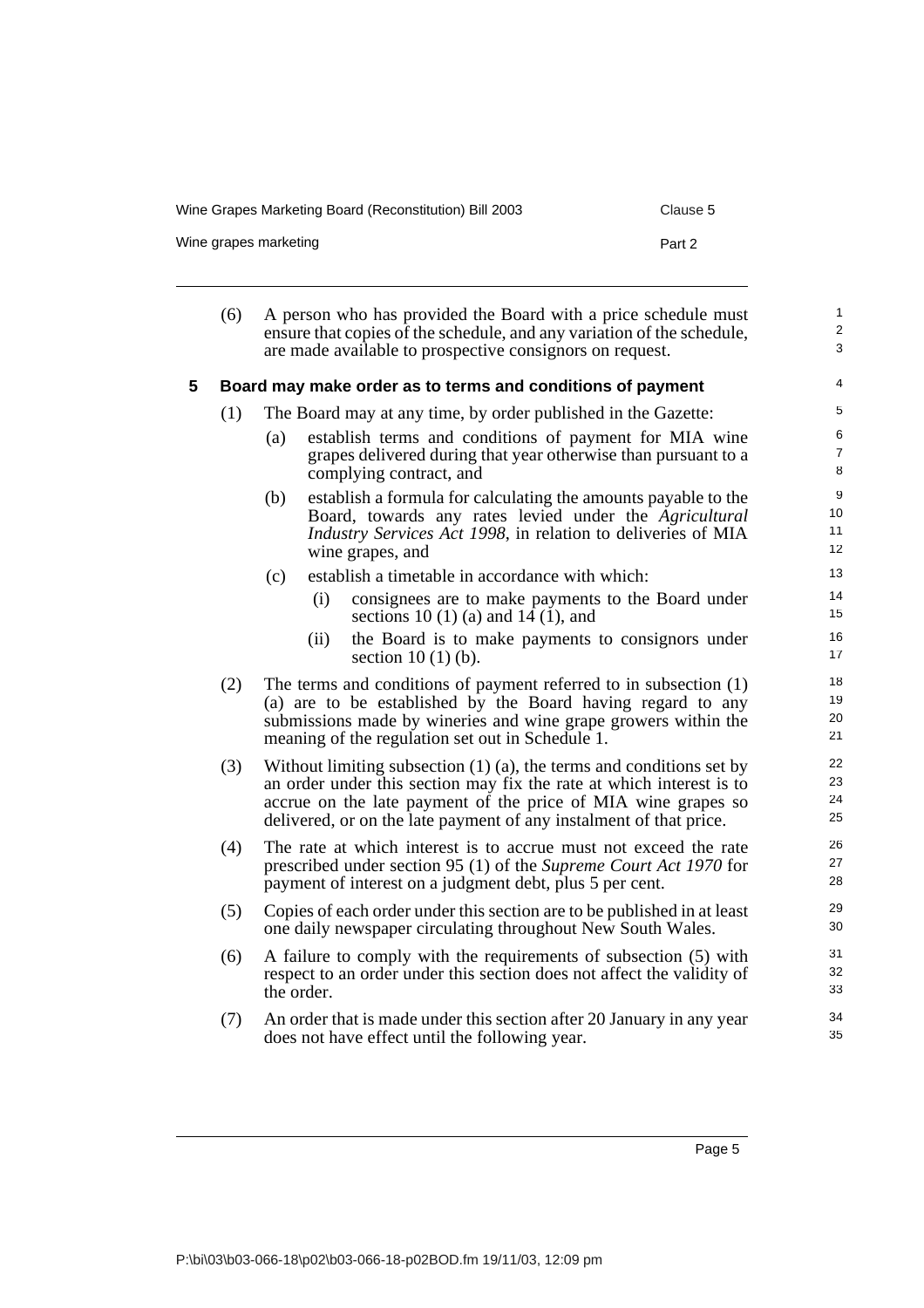(6) A person who has provided the Board with a price schedule must ensure that copies of the schedule, and any variation of the schedule, are made available to prospective consignors on request.

**5 Board may make order as to terms and conditions of payment**

(1) The Board may at any time, by order published in the Gazette:

(a) establish terms and conditions of payment for MIA wine grapes delivered during that year otherwise than pursuant to a complying contract, and

(b) establish a formula for calculating the amounts payable to the Board, towards any rates levied under the *Agricultural Industry Services Act 1998*, in relation to deliveries of MIA wine grapes, and

(c) establish a timetable in accordance with which:

(i) consignees are to make payments to the Board under sections 10 (1) (a) and 14 (1), and

(ii) the Board is to make payments to consignors under section 10 (1) (b).

(2) The terms and conditions of payment referred to in subsection (1) (a) are to be established by the Board having regard to any submissions made by wineries and wine grape growers within the meaning of the regulation set out in Schedule 1.

(3) Without limiting subsection (1) (a), the terms and conditions set by an order under this section may fix the rate at which interest is to accrue on the late payment of the price of MIA wine grapes so delivered, or on the late payment of any instalment of that price.

(4) The rate at which interest is to accrue must not exceed the rate prescribed under section 95 (1) of the *Supreme Court Act 1970* for payment of interest on a judgment debt, plus 5 per cent.

(5) Copies of each order under this section are to be published in at least one daily newspaper circulating throughout New South Wales.

(6) A failure to comply with the requirements of subsection (5) with respect to an order under this section does not affect the validity of the order.

(7) An order that is made under this section after 20 January in any year does not have effect until the following year.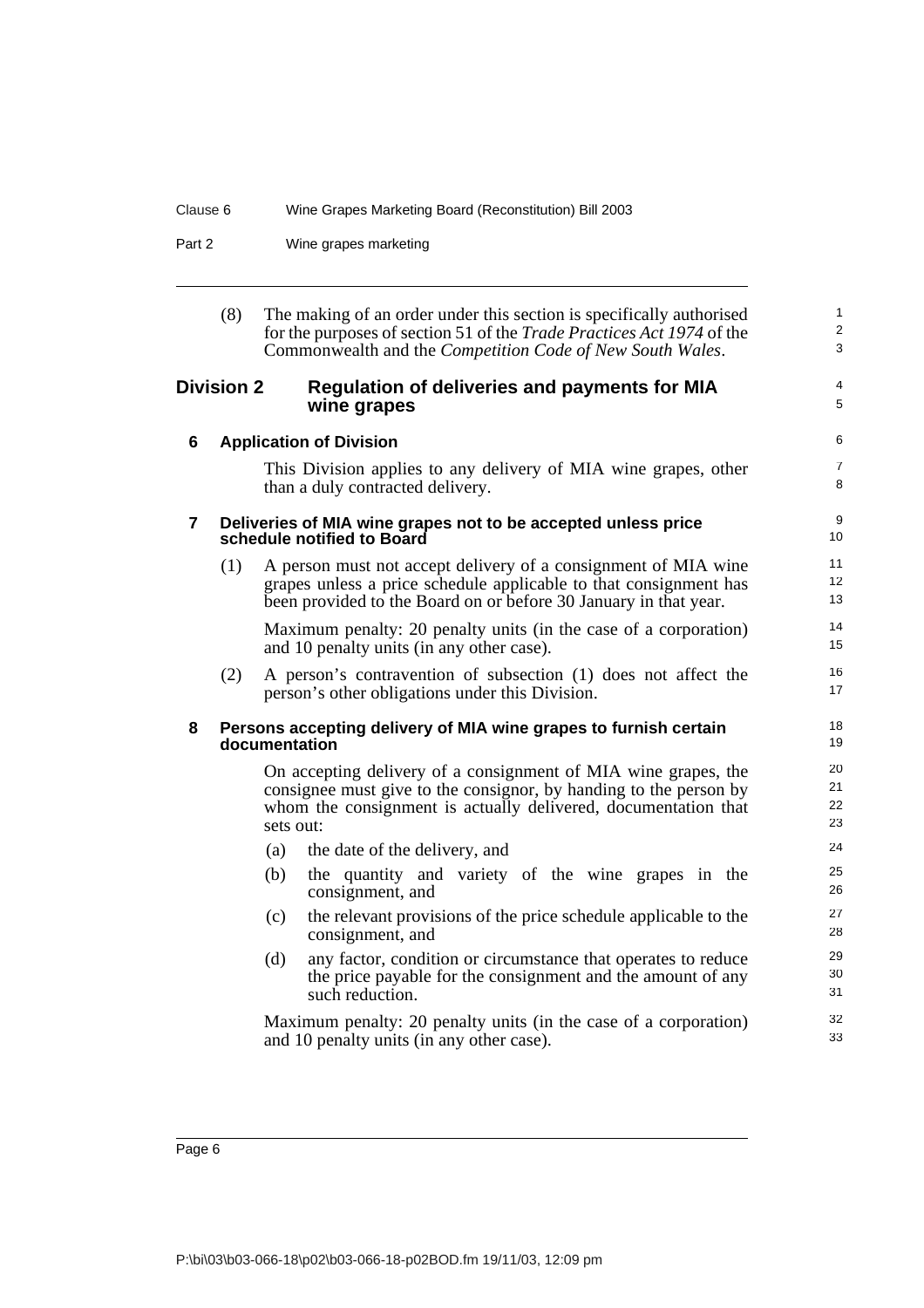(8) The making of an order under this section is specifically authorised for the purposes of section 51 of the *Trade Practices Act 1974* of the Commonwealth and the *Competition Code of New South Wales*.

## Division 2 Regulation of deliveries and payments for MIA wine grapes

### 6 Application of Division

This Division applies to any delivery of MIA wine grapes, other than a duly contracted delivery.

### 7 Deliveries of MIA wine grapes not to be accepted unless price schedule notified to Board

(1) A person must not accept delivery of a consignment of MIA wine grapes unless a price schedule applicable to that consignment has been provided to the Board on or before 30 January in that year.

Maximum penalty: 20 penalty units (in the case of a corporation) and 10 penalty units (in any other case).

(2) A person's contravention of subsection (1) does not affect the person's other obligations under this Division.

### 8 Persons accepting delivery of MIA wine grapes to furnish certain documentation

On accepting delivery of a consignment of MIA wine grapes, the consignee must give to the consignor, by handing to the person by whom the consignment is actually delivered, documentation that sets out:

(a) the date of the delivery, and

(b) the quantity and variety of the wine grapes in the consignment, and

(c) the relevant provisions of the price schedule applicable to the consignment, and

(d) any factor, condition or circumstance that operates to reduce the price payable for the consignment and the amount of any such reduction.

Maximum penalty: 20 penalty units (in the case of a corporation) and 10 penalty units (in any other case).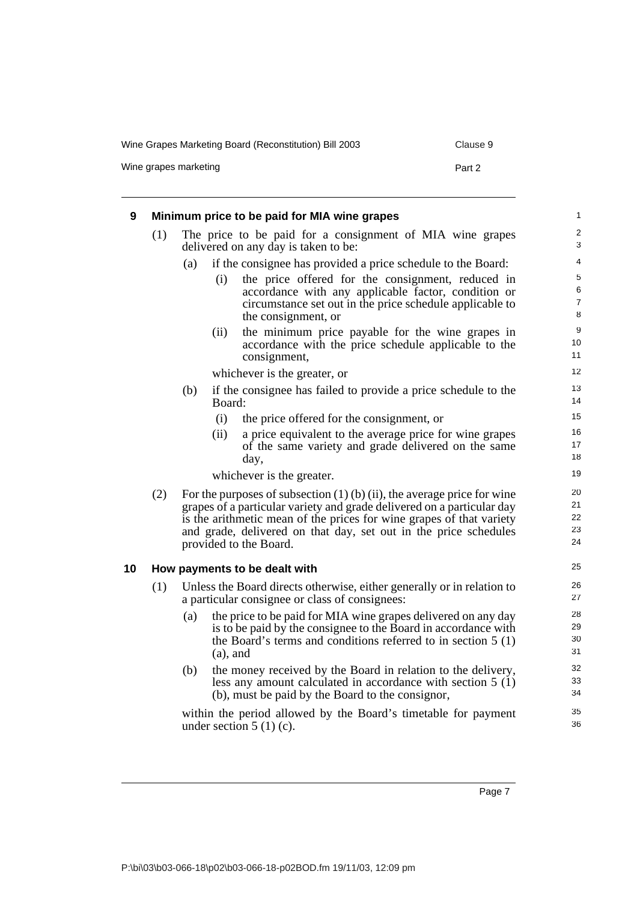## 9 Minimum price to be paid for MIA wine grapes

(1) The price to be paid for a consignment of MIA wine grapes delivered on any day is taken to be:

(a) if the consignee has provided a price schedule to the Board:

(i) the price offered for the consignment, reduced in accordance with any applicable factor, condition or circumstance set out in the price schedule applicable to the consignment, or

(ii) the minimum price payable for the wine grapes in accordance with the price schedule applicable to the consignment,

whichever is the greater, or

(b) if the consignee has failed to provide a price schedule to the Board:

(i) the price offered for the consignment, or

(ii) a price equivalent to the average price for wine grapes of the same variety and grade delivered on the same day,

whichever is the greater.

(2) For the purposes of subsection (1) (b) (ii), the average price for wine grapes of a particular variety and grade delivered on a particular day is the arithmetic mean of the prices for wine grapes of that variety and grade, delivered on that day, set out in the price schedules provided to the Board.

## 10 How payments to be dealt with

(1) Unless the Board directs otherwise, either generally or in relation to a particular consignee or class of consignees:

(a) the price to be paid for MIA wine grapes delivered on any day is to be paid by the consignee to the Board in accordance with the Board's terms and conditions referred to in section 5 (1) (a), and

(b) the money received by the Board in relation to the delivery, less any amount calculated in accordance with section 5 (1) (b), must be paid by the Board to the consignor,

within the period allowed by the Board's timetable for payment under section 5 (1) (c).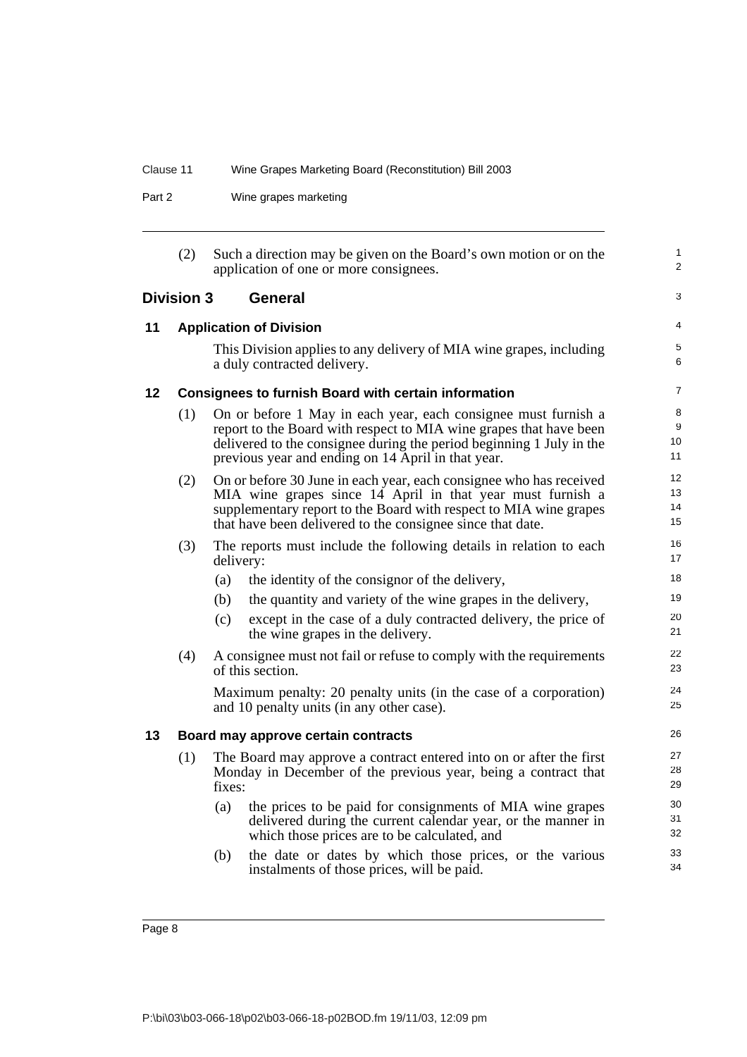(2) Such a direction may be given on the Board's own motion or on the application of one or more consignees.

## Division 3 General

### 11 Application of Division

This Division applies to any delivery of MIA wine grapes, including a duly contracted delivery.

### 12 Consignees to furnish Board with certain information

(1) On or before 1 May in each year, each consignee must furnish a report to the Board with respect to MIA wine grapes that have been delivered to the consignee during the period beginning 1 July in the previous year and ending on 14 April in that year.

(2) On or before 30 June in each year, each consignee who has received MIA wine grapes since 14 April in that year must furnish a supplementary report to the Board with respect to MIA wine grapes that have been delivered to the consignee since that date.

(3) The reports must include the following details in relation to each delivery:

- (a) the identity of the consignor of the delivery,
- (b) the quantity and variety of the wine grapes in the delivery,
- (c) except in the case of a duly contracted delivery, the price of the wine grapes in the delivery.

(4) A consignee must not fail or refuse to comply with the requirements of this section.

Maximum penalty: 20 penalty units (in the case of a corporation) and 10 penalty units (in any other case).

### 13 Board may approve certain contracts

(1) The Board may approve a contract entered into on or after the first Monday in December of the previous year, being a contract that fixes:

- (a) the prices to be paid for consignments of MIA wine grapes delivered during the current calendar year, or the manner in which those prices are to be calculated, and
- (b) the date or dates by which those prices, or the various instalments of those prices, will be paid.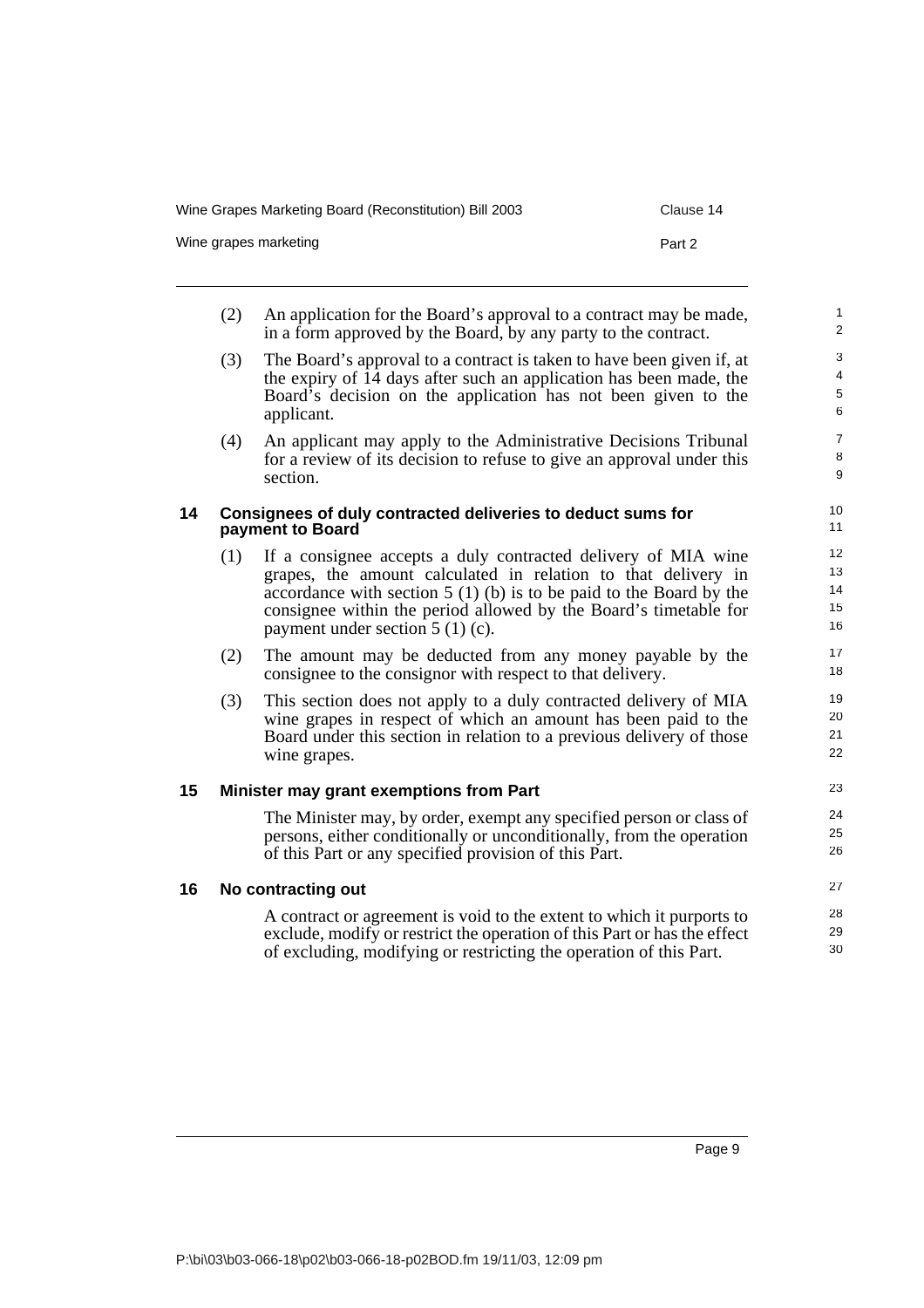(2) An application for the Board's approval to a contract may be made, in a form approved by the Board, by any party to the contract.

(3) The Board's approval to a contract is taken to have been given if, at the expiry of 14 days after such an application has been made, the Board's decision on the application has not been given to the applicant.

(4) An applicant may apply to the Administrative Decisions Tribunal for a review of its decision to refuse to give an approval under this section.

### 14 Consignees of duly contracted deliveries to deduct sums for payment to Board

(1) If a consignee accepts a duly contracted delivery of MIA wine grapes, the amount calculated in relation to that delivery in accordance with section 5 (1) (b) is to be paid to the Board by the consignee within the period allowed by the Board's timetable for payment under section 5 (1) (c).

(2) The amount may be deducted from any money payable by the consignee to the consignor with respect to that delivery.

(3) This section does not apply to a duly contracted delivery of MIA wine grapes in respect of which an amount has been paid to the Board under this section in relation to a previous delivery of those wine grapes.

### 15 Minister may grant exemptions from Part

The Minister may, by order, exempt any specified person or class of persons, either conditionally or unconditionally, from the operation of this Part or any specified provision of this Part.

### 16 No contracting out

A contract or agreement is void to the extent to which it purports to exclude, modify or restrict the operation of this Part or has the effect of excluding, modifying or restricting the operation of this Part.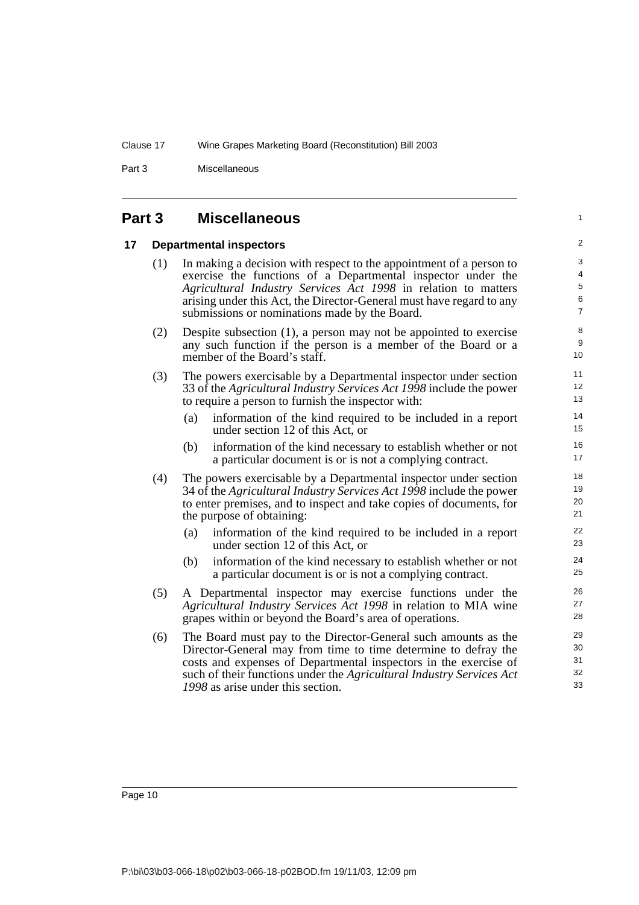## Part 3 Miscellaneous

### 17 Departmental inspectors

(1) In making a decision with respect to the appointment of a person to exercise the functions of a Departmental inspector under the *Agricultural Industry Services Act 1998* in relation to matters arising under this Act, the Director-General must have regard to any submissions or nominations made by the Board.

(2) Despite subsection (1), a person may not be appointed to exercise any such function if the person is a member of the Board or a member of the Board's staff.

(3) The powers exercisable by a Departmental inspector under section 33 of the *Agricultural Industry Services Act 1998* include the power to require a person to furnish the inspector with:

- (a) information of the kind required to be included in a report under section 12 of this Act, or
- (b) information of the kind necessary to establish whether or not a particular document is or is not a complying contract.

(4) The powers exercisable by a Departmental inspector under section 34 of the *Agricultural Industry Services Act 1998* include the power to enter premises, and to inspect and take copies of documents, for the purpose of obtaining:

- (a) information of the kind required to be included in a report under section 12 of this Act, or
- (b) information of the kind necessary to establish whether or not a particular document is or is not a complying contract.

(5) A Departmental inspector may exercise functions under the *Agricultural Industry Services Act 1998* in relation to MIA wine grapes within or beyond the Board's area of operations.

(6) The Board must pay to the Director-General such amounts as the Director-General may from time to time determine to defray the costs and expenses of Departmental inspectors in the exercise of such of their functions under the *Agricultural Industry Services Act 1998* as arise under this section.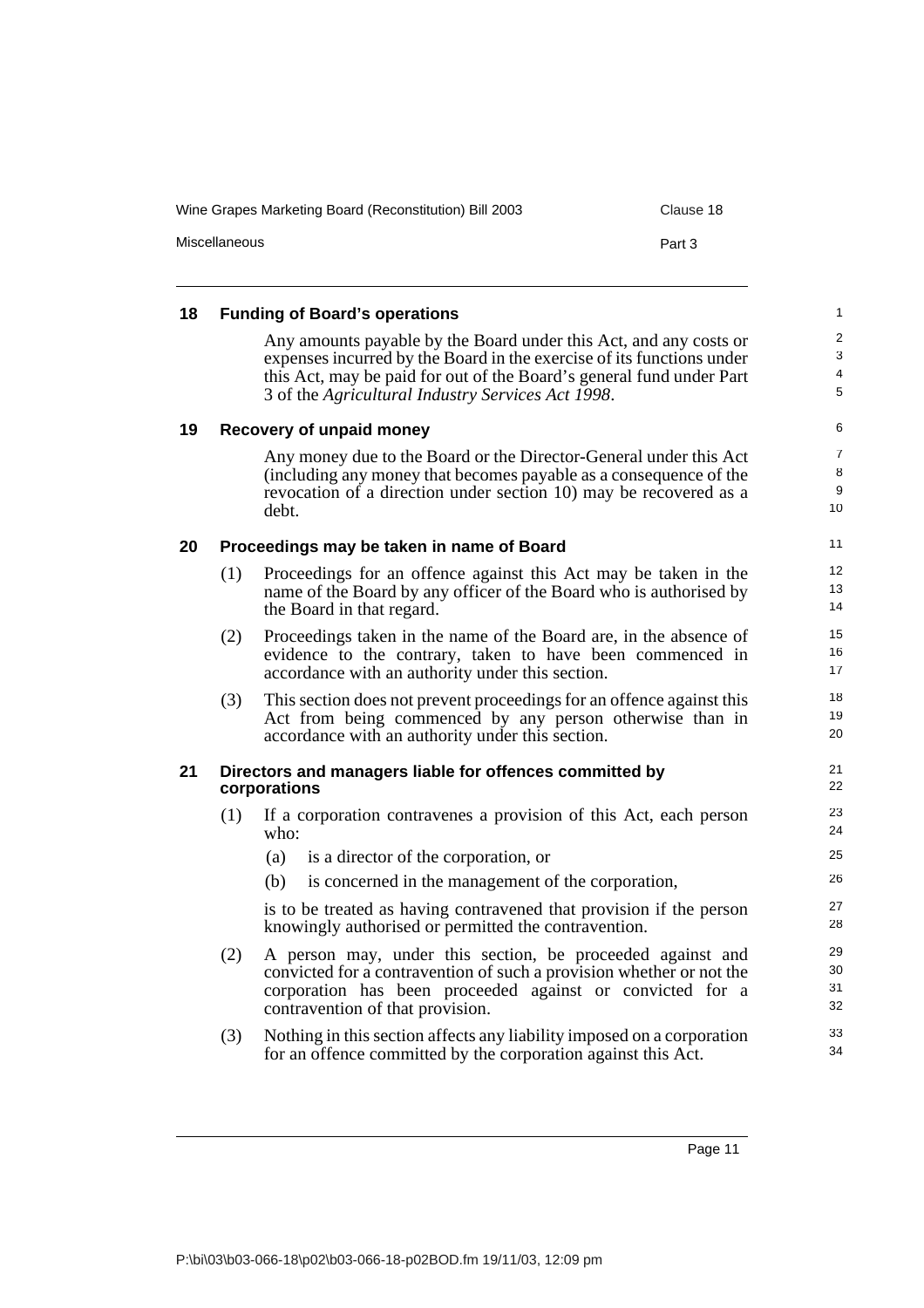## 18 Funding of Board's operations

Any amounts payable by the Board under this Act, and any costs or expenses incurred by the Board in the exercise of its functions under this Act, may be paid for out of the Board's general fund under Part 3 of the *Agricultural Industry Services Act 1998*.

## 19 Recovery of unpaid money

Any money due to the Board or the Director-General under this Act (including any money that becomes payable as a consequence of the revocation of a direction under section 10) may be recovered as a debt.

## 20 Proceedings may be taken in name of Board

(1) Proceedings for an offence against this Act may be taken in the name of the Board by any officer of the Board who is authorised by the Board in that regard.

(2) Proceedings taken in the name of the Board are, in the absence of evidence to the contrary, taken to have been commenced in accordance with an authority under this section.

(3) This section does not prevent proceedings for an offence against this Act from being commenced by any person otherwise than in accordance with an authority under this section.

## 21 Directors and managers liable for offences committed by corporations

(1) If a corporation contravenes a provision of this Act, each person who:

- (a) is a director of the corporation, or
- (b) is concerned in the management of the corporation,

is to be treated as having contravened that provision if the person knowingly authorised or permitted the contravention.

(2) A person may, under this section, be proceeded against and convicted for a contravention of such a provision whether or not the corporation has been proceeded against or convicted for a contravention of that provision.

(3) Nothing in this section affects any liability imposed on a corporation for an offence committed by the corporation against this Act.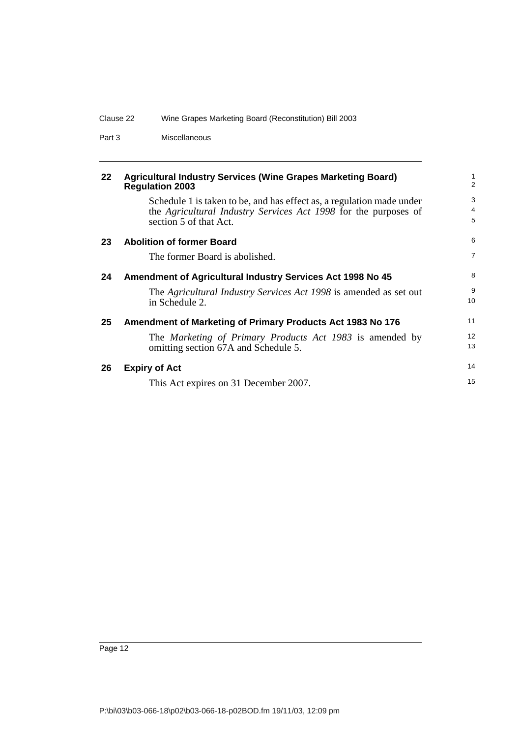## 22 Agricultural Industry Services (Wine Grapes Marketing Board) Regulation 2003

Schedule 1 is taken to be, and has effect as, a regulation made under the *Agricultural Industry Services Act 1998* for the purposes of section 5 of that Act.

## 23 Abolition of former Board

The former Board is abolished.

## 24 Amendment of Agricultural Industry Services Act 1998 No 45

The *Agricultural Industry Services Act 1998* is amended as set out in Schedule 2.

## 25 Amendment of Marketing of Primary Products Act 1983 No 176

The *Marketing of Primary Products Act 1983* is amended by omitting section 67A and Schedule 5.

## 26 Expiry of Act

This Act expires on 31 December 2007.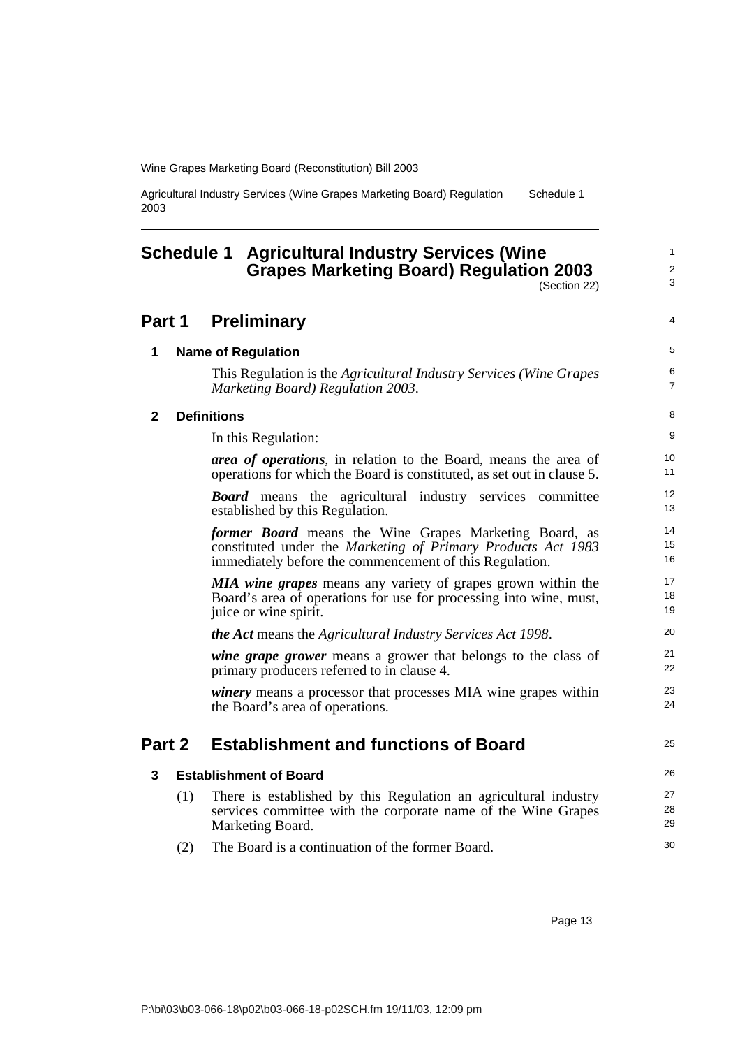# Schedule 1 Agricultural Industry Services (Wine Grapes Marketing Board) Regulation 2003

(Section 22)

## Part 1 Preliminary

### 1 Name of Regulation

This Regulation is the *Agricultural Industry Services (Wine Grapes Marketing Board) Regulation 2003*.

### 2 Definitions

In this Regulation:

***area of operations***, in relation to the Board, means the area of operations for which the Board is constituted, as set out in clause 5.

***Board*** means the agricultural industry services committee established by this Regulation.

***former Board*** means the Wine Grapes Marketing Board, as constituted under the *Marketing of Primary Products Act 1983* immediately before the commencement of this Regulation.

***MIA wine grapes*** means any variety of grapes grown within the Board's area of operations for use for processing into wine, must, juice or wine spirit.

***the Act*** means the *Agricultural Industry Services Act 1998*.

***wine grape grower*** means a grower that belongs to the class of primary producers referred to in clause 4.

***winery*** means a processor that processes MIA wine grapes within the Board's area of operations.

## Part 2 Establishment and functions of Board

### 3 Establishment of Board

(1) There is established by this Regulation an agricultural industry services committee with the corporate name of the Wine Grapes Marketing Board.

(2) The Board is a continuation of the former Board.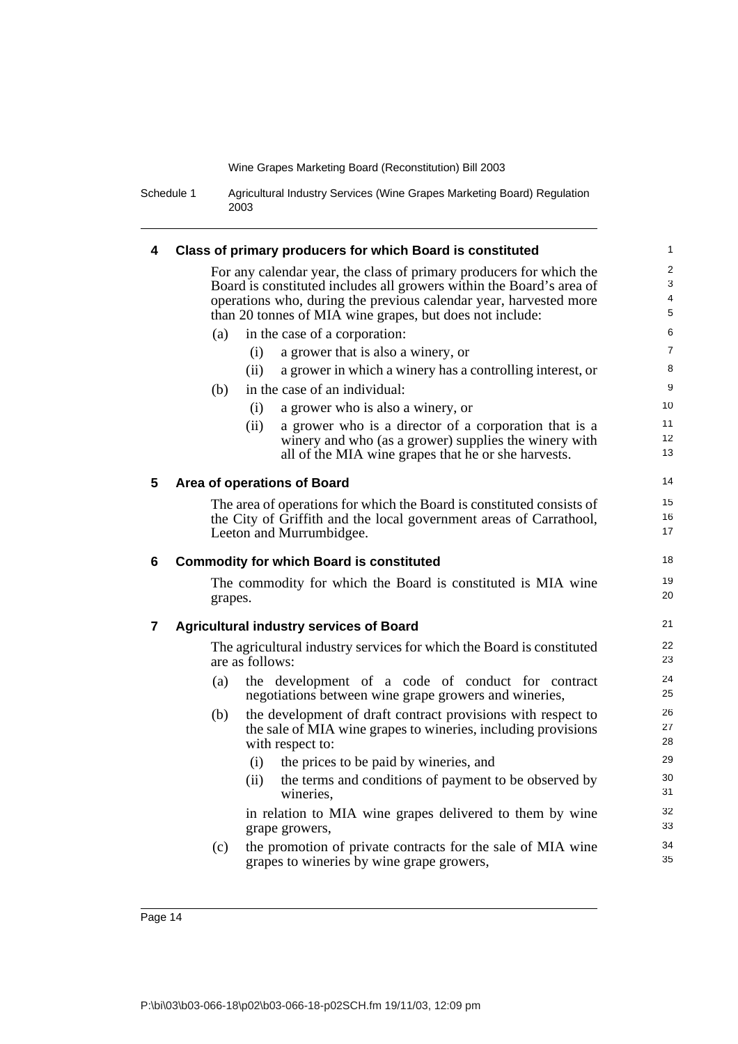## 4 Class of primary producers for which Board is constituted

For any calendar year, the class of primary producers for which the Board is constituted includes all growers within the Board's area of operations who, during the previous calendar year, harvested more than 20 tonnes of MIA wine grapes, but does not include:

(a) in the case of a corporation:

(i) a grower that is also a winery, or

(ii) a grower in which a winery has a controlling interest, or

(b) in the case of an individual:

(i) a grower who is also a winery, or

(ii) a grower who is a director of a corporation that is a winery and who (as a grower) supplies the winery with all of the MIA wine grapes that he or she harvests.

## 5 Area of operations of Board

The area of operations for which the Board is constituted consists of the City of Griffith and the local government areas of Carrathool, Leeton and Murrumbidgee.

## 6 Commodity for which Board is constituted

The commodity for which the Board is constituted is MIA wine grapes.

## 7 Agricultural industry services of Board

The agricultural industry services for which the Board is constituted are as follows:

(a) the development of a code of conduct for contract negotiations between wine grape growers and wineries,

(b) the development of draft contract provisions with respect to the sale of MIA wine grapes to wineries, including provisions with respect to:

(i) the prices to be paid by wineries, and

(ii) the terms and conditions of payment to be observed by wineries,

in relation to MIA wine grapes delivered to them by wine grape growers,

(c) the promotion of private contracts for the sale of MIA wine grapes to wineries by wine grape growers,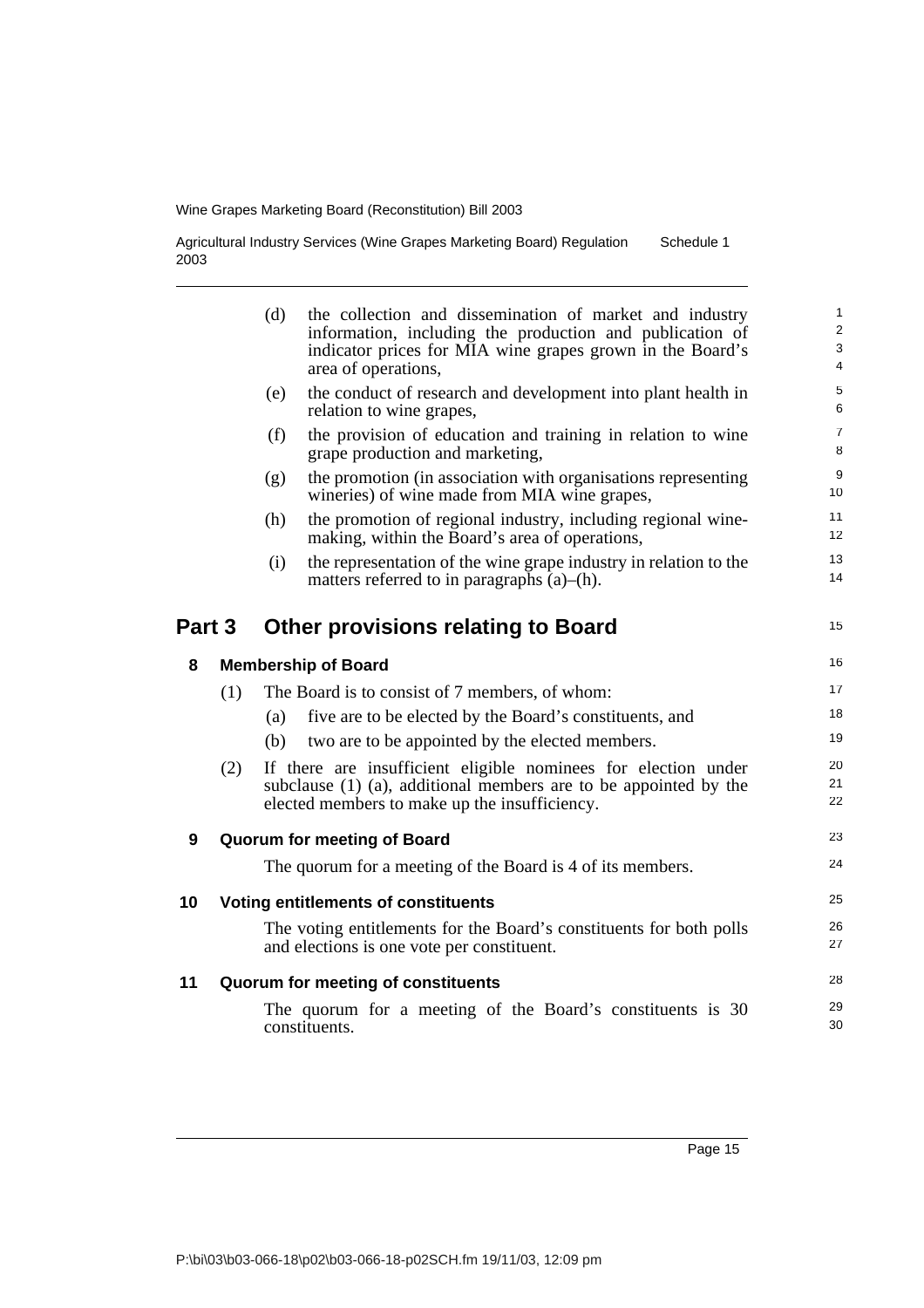(d) the collection and dissemination of market and industry information, including the production and publication of indicator prices for MIA wine grapes grown in the Board's area of operations,

(e) the conduct of research and development into plant health in relation to wine grapes,

(f) the provision of education and training in relation to wine grape production and marketing,

(g) the promotion (in association with organisations representing wineries) of wine made from MIA wine grapes,

(h) the promotion of regional industry, including regional wine-making, within the Board's area of operations,

(i) the representation of the wine grape industry in relation to the matters referred to in paragraphs (a)–(h).

## Part 3 Other provisions relating to Board

### 8 Membership of Board

(1) The Board is to consist of 7 members, of whom:

(a) five are to be elected by the Board's constituents, and

(b) two are to be appointed by the elected members.

(2) If there are insufficient eligible nominees for election under subclause (1) (a), additional members are to be appointed by the elected members to make up the insufficiency.

### 9 Quorum for meeting of Board

The quorum for a meeting of the Board is 4 of its members.

### 10 Voting entitlements of constituents

The voting entitlements for the Board's constituents for both polls and elections is one vote per constituent.

### 11 Quorum for meeting of constituents

The quorum for a meeting of the Board's constituents is 30 constituents.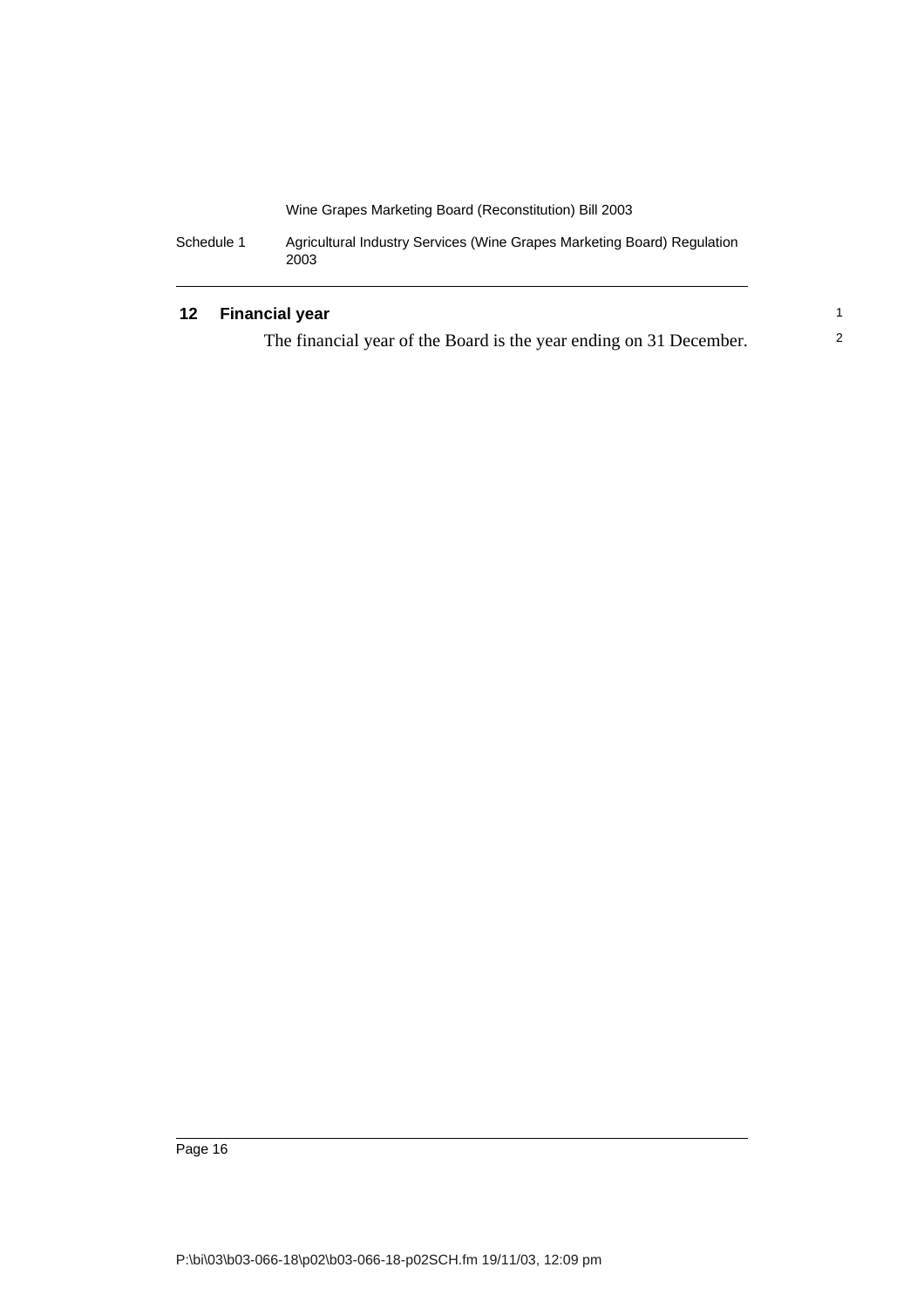## 12 Financial year

The financial year of the Board is the year ending on 31 December.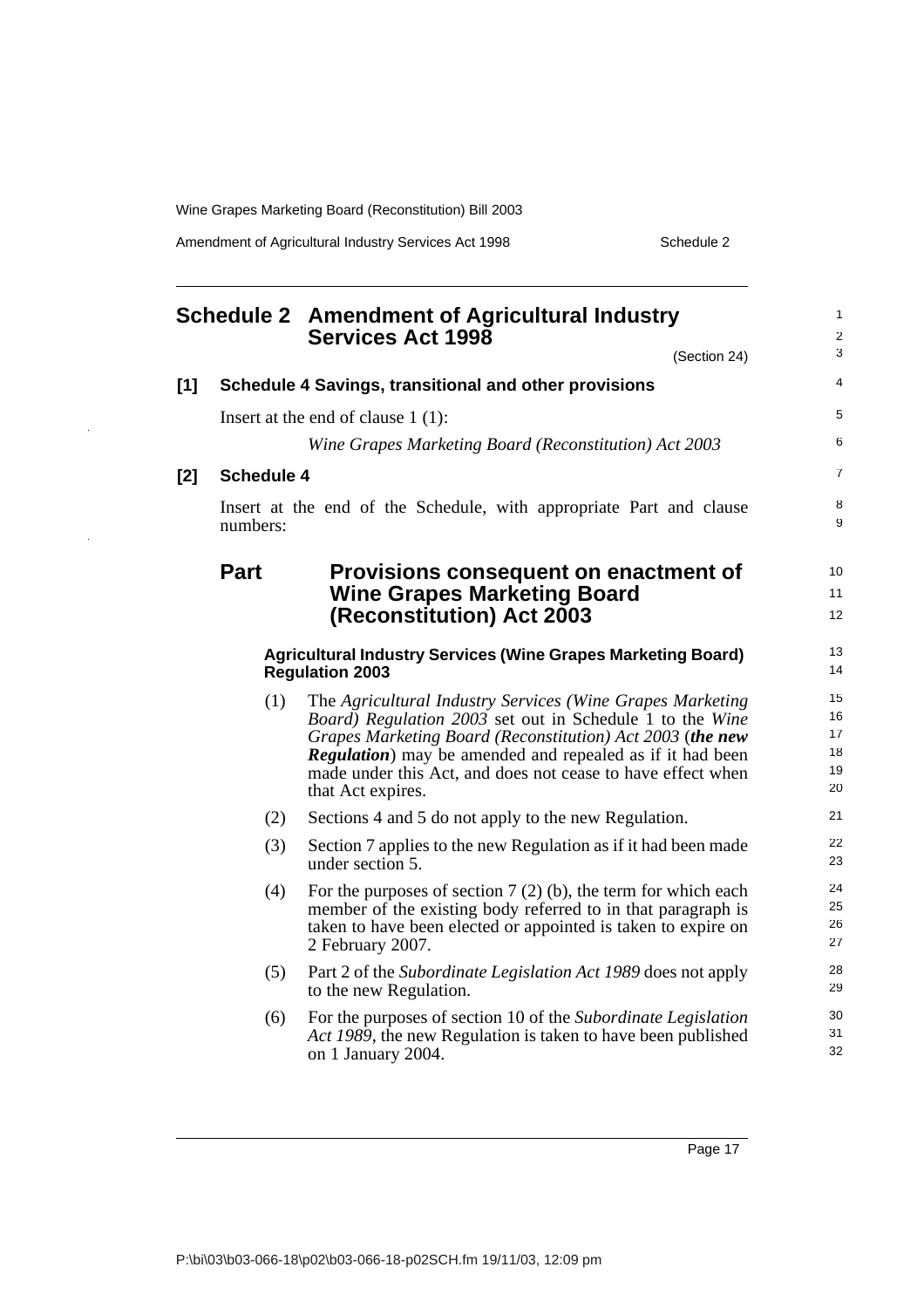# Schedule 2 Amendment of Agricultural Industry Services Act 1998

(Section 24)

**[1] Schedule 4 Savings, transitional and other provisions**

Insert at the end of clause 1 (1):

*Wine Grapes Marketing Board (Reconstitution) Act 2003*

**[2] Schedule 4**

Insert at the end of the Schedule, with appropriate Part and clause numbers:

## Part Provisions consequent on enactment of Wine Grapes Marketing Board (Reconstitution) Act 2003

### Agricultural Industry Services (Wine Grapes Marketing Board) Regulation 2003

(1) The *Agricultural Industry Services (Wine Grapes Marketing Board) Regulation 2003* set out in Schedule 1 to the *Wine Grapes Marketing Board (Reconstitution) Act 2003* (***the new Regulation***) may be amended and repealed as if it had been made under this Act, and does not cease to have effect when that Act expires.

(2) Sections 4 and 5 do not apply to the new Regulation.

(3) Section 7 applies to the new Regulation as if it had been made under section 5.

(4) For the purposes of section 7 (2) (b), the term for which each member of the existing body referred to in that paragraph is taken to have been elected or appointed is taken to expire on 2 February 2007.

(5) Part 2 of the *Subordinate Legislation Act 1989* does not apply to the new Regulation.

(6) For the purposes of section 10 of the *Subordinate Legislation Act 1989*, the new Regulation is taken to have been published on 1 January 2004.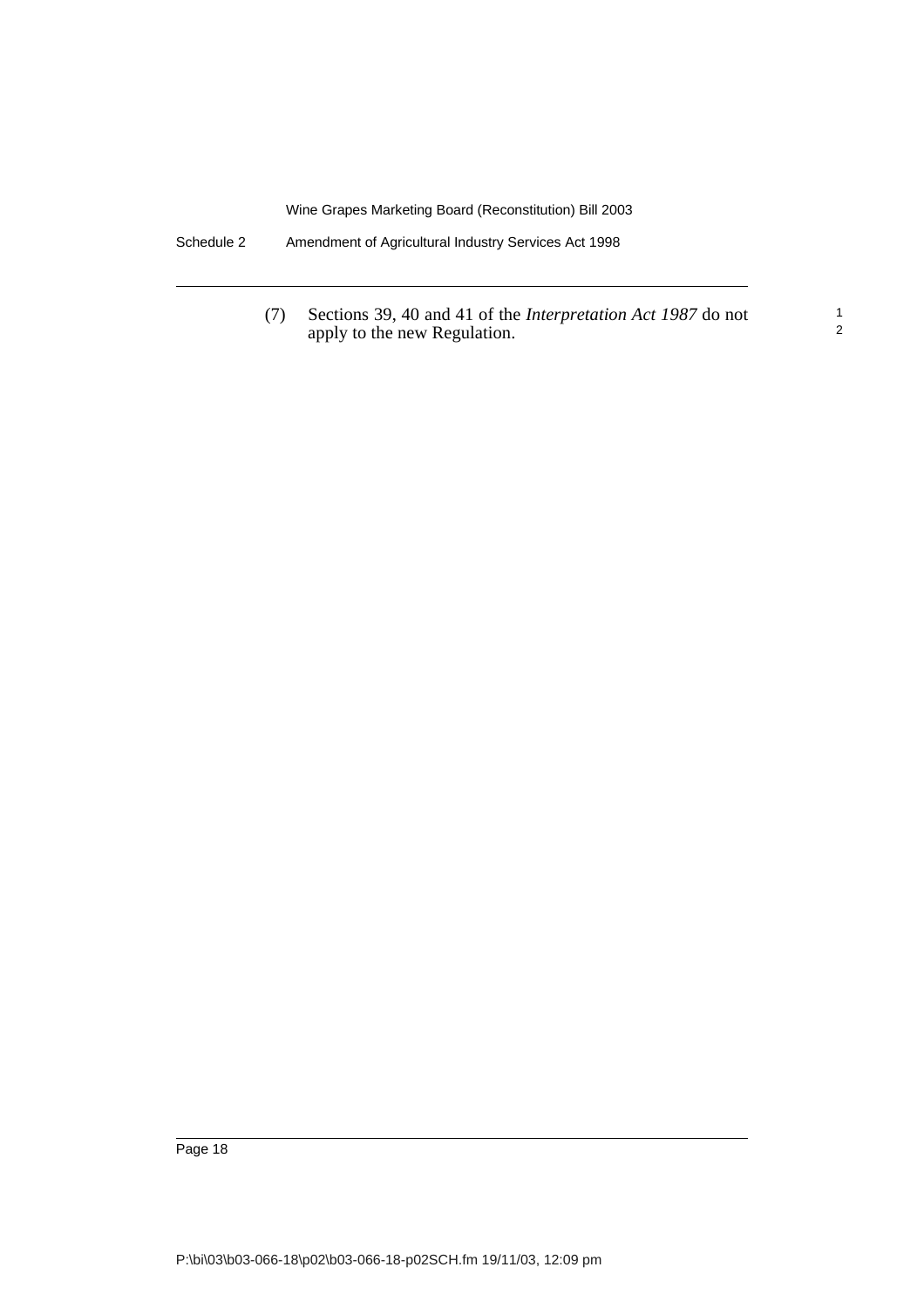(7) Sections 39, 40 and 41 of the *Interpretation Act 1987* do not apply to the new Regulation.